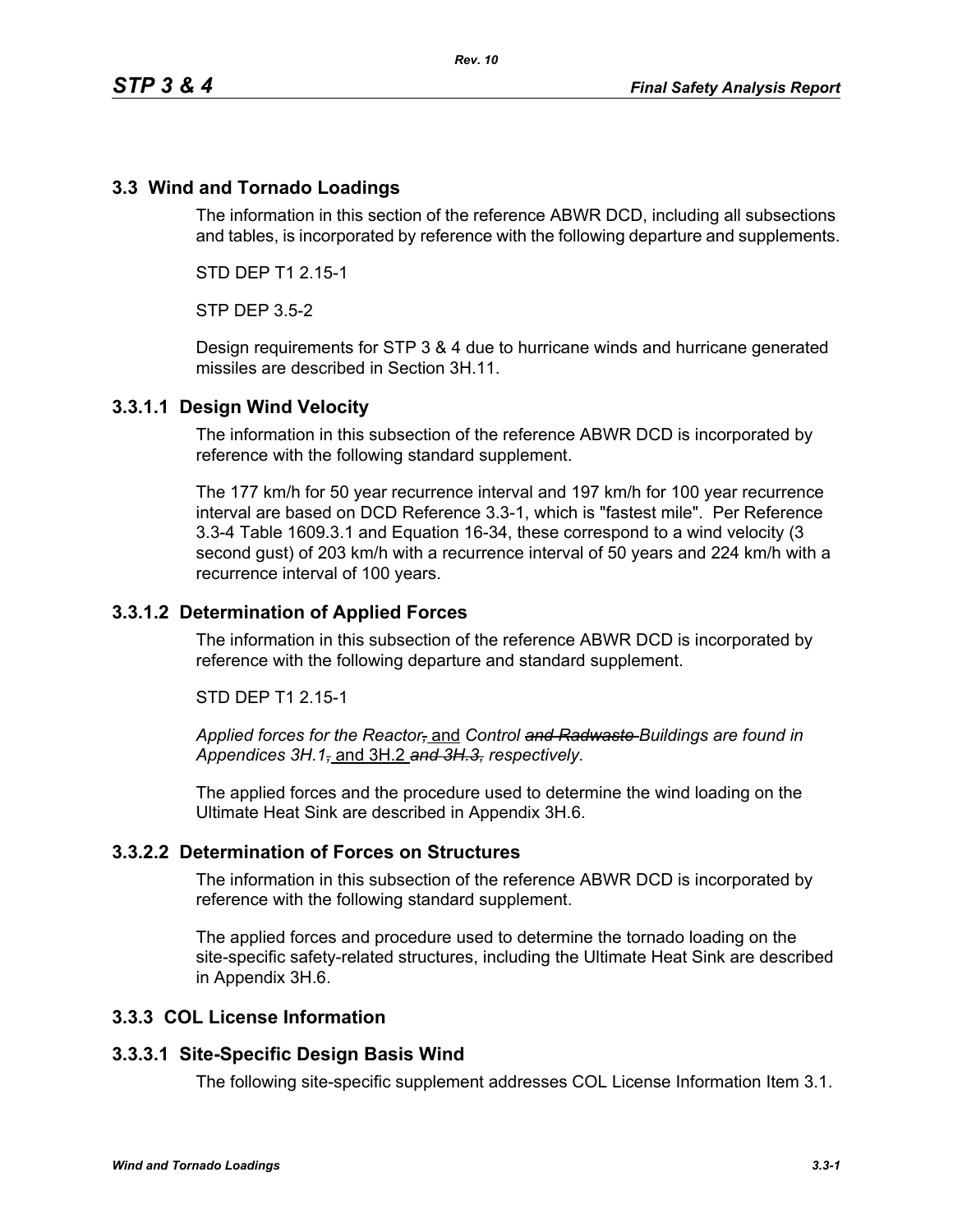## 3.3 Wind and Tornado Loadings

The information in this section of the reference ABWR DCD, including all subsections and tables, is incorporated by reference with the following departure and supplements.

STD DEP T1 2.15-1

STP DEP 3.5-2

Design requirements for STP 3 & 4 due to hurricane winds and hurricane generated missiles are described in Section 3H.11.

### 3.3.1.1 Design Wind Velocity

The information in this subsection of the reference ABWR DCD is incorporated by reference with the following standard supplement.

The 177 km/h for 50 year recurrence interval and 197 km/h for 100 year recurrence interval are based on DCD Reference 3.3-1, which is "fastest mile". Per Reference 3.3-4 Table 1609.3.1 and Equation 16-34, these correspond to a wind velocity (3 second gust) of 203 km/h with a recurrence interval of 50 years and 224 km/h with a recurrence interval of 100 years.

### 3.3.1.2 Determination of Applied Forces

The information in this subsection of the reference ABWR DCD is incorporated by reference with the following departure and standard supplement.

STD DEP T1 2.15-1

*Applied forces for the Reactor~~,~~* <u>and</u> *Control ~~and Radwaste~~ Buildings are found in Appendices 3H.1~~,~~* <u>and 3H.2</u> *~~and 3H.3,~~ respectively.*

The applied forces and the procedure used to determine the wind loading on the Ultimate Heat Sink are described in Appendix 3H.6.

### 3.3.2.2 Determination of Forces on Structures

The information in this subsection of the reference ABWR DCD is incorporated by reference with the following standard supplement.

The applied forces and procedure used to determine the tornado loading on the site-specific safety-related structures, including the Ultimate Heat Sink are described in Appendix 3H.6.

## 3.3.3 COL License Information

### 3.3.3.1 Site-Specific Design Basis Wind

The following site-specific supplement addresses COL License Information Item 3.1.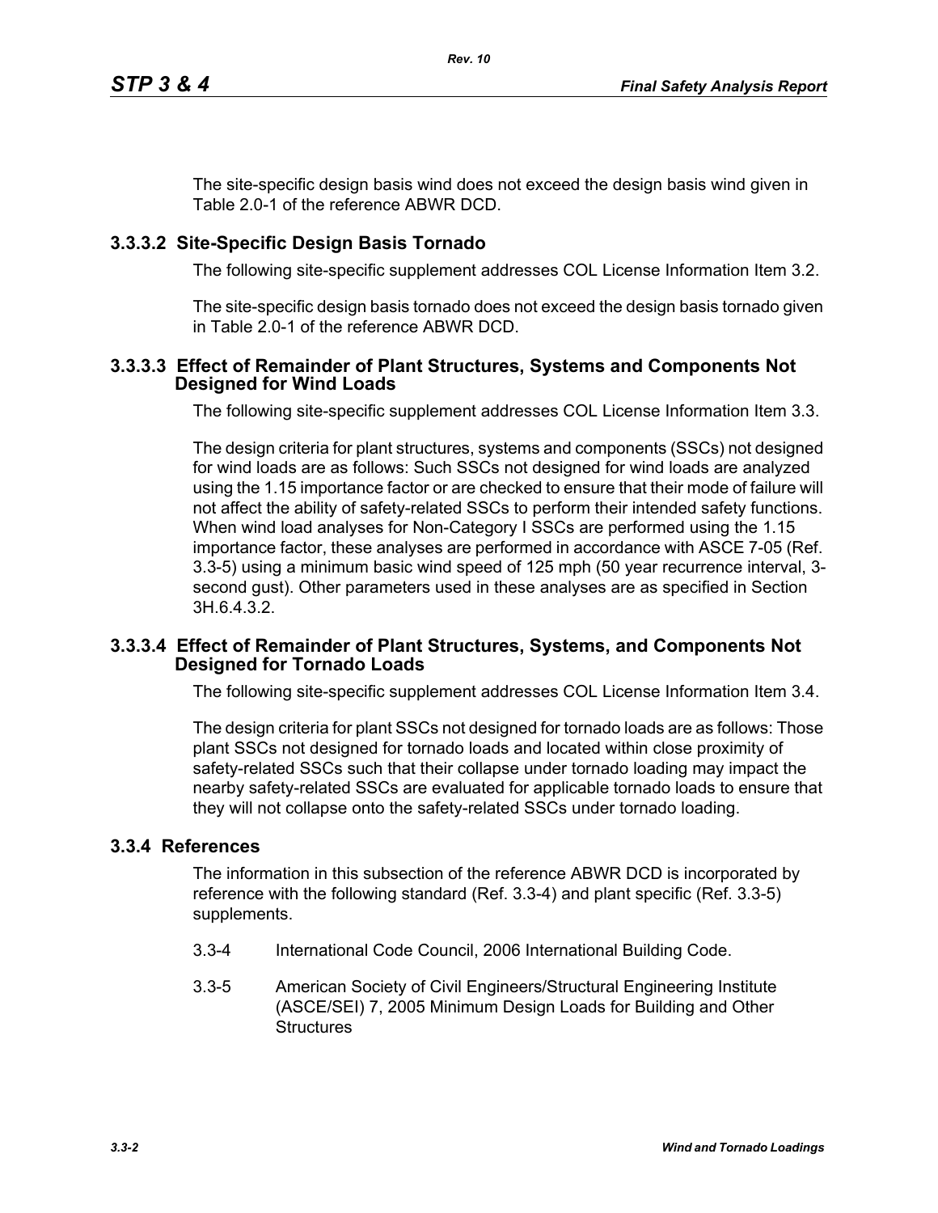The site-specific design basis wind does not exceed the design basis wind given in Table 2.0-1 of the reference ABWR DCD.

### 3.3.3.2 Site-Specific Design Basis Tornado

The following site-specific supplement addresses COL License Information Item 3.2.

The site-specific design basis tornado does not exceed the design basis tornado given in Table 2.0-1 of the reference ABWR DCD.

### 3.3.3.3 Effect of Remainder of Plant Structures, Systems and Components Not Designed for Wind Loads

The following site-specific supplement addresses COL License Information Item 3.3.

The design criteria for plant structures, systems and components (SSCs) not designed for wind loads are as follows: Such SSCs not designed for wind loads are analyzed using the 1.15 importance factor or are checked to ensure that their mode of failure will not affect the ability of safety-related SSCs to perform their intended safety functions. When wind load analyses for Non-Category I SSCs are performed using the 1.15 importance factor, these analyses are performed in accordance with ASCE 7-05 (Ref. 3.3-5) using a minimum basic wind speed of 125 mph (50 year recurrence interval, 3-second gust). Other parameters used in these analyses are as specified in Section 3H.6.4.3.2.

### 3.3.3.4 Effect of Remainder of Plant Structures, Systems, and Components Not Designed for Tornado Loads

The following site-specific supplement addresses COL License Information Item 3.4.

The design criteria for plant SSCs not designed for tornado loads are as follows: Those plant SSCs not designed for tornado loads and located within close proximity of safety-related SSCs such that their collapse under tornado loading may impact the nearby safety-related SSCs are evaluated for applicable tornado loads to ensure that they will not collapse onto the safety-related SSCs under tornado loading.

## 3.3.4 References

The information in this subsection of the reference ABWR DCD is incorporated by reference with the following standard (Ref. 3.3-4) and plant specific (Ref. 3.3-5) supplements.

3.3-4 International Code Council, 2006 International Building Code.

3.3-5 American Society of Civil Engineers/Structural Engineering Institute (ASCE/SEI) 7, 2005 Minimum Design Loads for Building and Other Structures